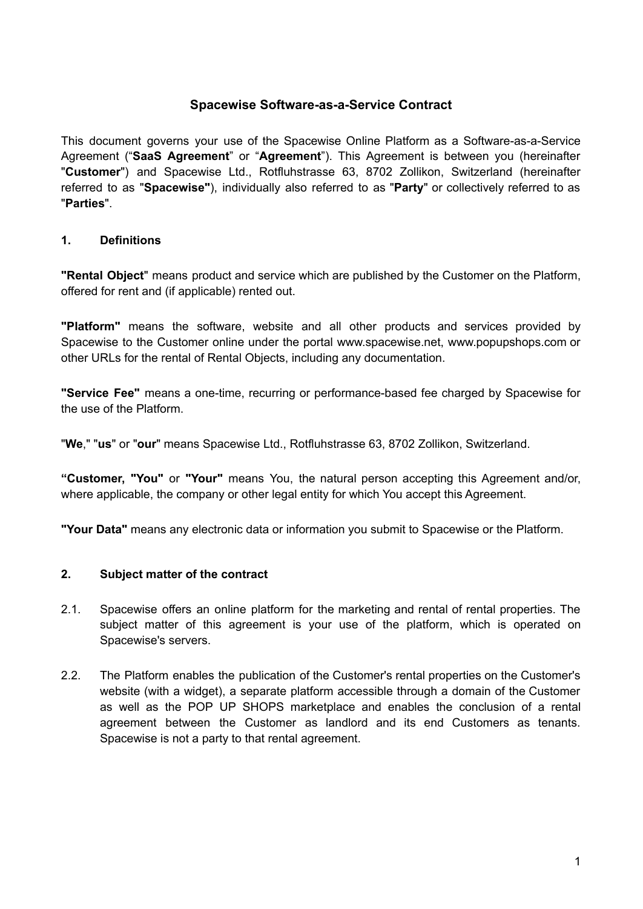# Spacewise Software-as-a-Service Contract

This document governs your use of the Spacewise Online Platform as a Software-as-a-Service Agreement ("**SaaS Agreement**" or "**Agreement**"). This Agreement is between you (hereinafter "**Customer**") and Spacewise Ltd., Rotfluhstrasse 63, 8702 Zollikon, Switzerland (hereinafter referred to as "**Spacewise"**), individually also referred to as "**Party**" or collectively referred to as "**Parties**".

## 1. Definitions

**"Rental Object**" means product and service which are published by the Customer on the Platform, offered for rent and (if applicable) rented out.

**"Platform"** means the software, website and all other products and services provided by Spacewise to the Customer online under the portal www.spacewise.net, www.popupshops.com or other URLs for the rental of Rental Objects, including any documentation.

**"Service Fee"** means a one-time, recurring or performance-based fee charged by Spacewise for the use of the Platform.

"**We**," "**us**" or "**our**" means Spacewise Ltd., Rotfluhstrasse 63, 8702 Zollikon, Switzerland.

**"Customer, "You"** or **"Your"** means You, the natural person accepting this Agreement and/or, where applicable, the company or other legal entity for which You accept this Agreement.

**"Your Data"** means any electronic data or information you submit to Spacewise or the Platform.

## 2. Subject matter of the contract

2.1. Spacewise offers an online platform for the marketing and rental of rental properties. The subject matter of this agreement is your use of the platform, which is operated on Spacewise's servers.

2.2. The Platform enables the publication of the Customer's rental properties on the Customer's website (with a widget), a separate platform accessible through a domain of the Customer as well as the POP UP SHOPS marketplace and enables the conclusion of a rental agreement between the Customer as landlord and its end Customers as tenants. Spacewise is not a party to that rental agreement.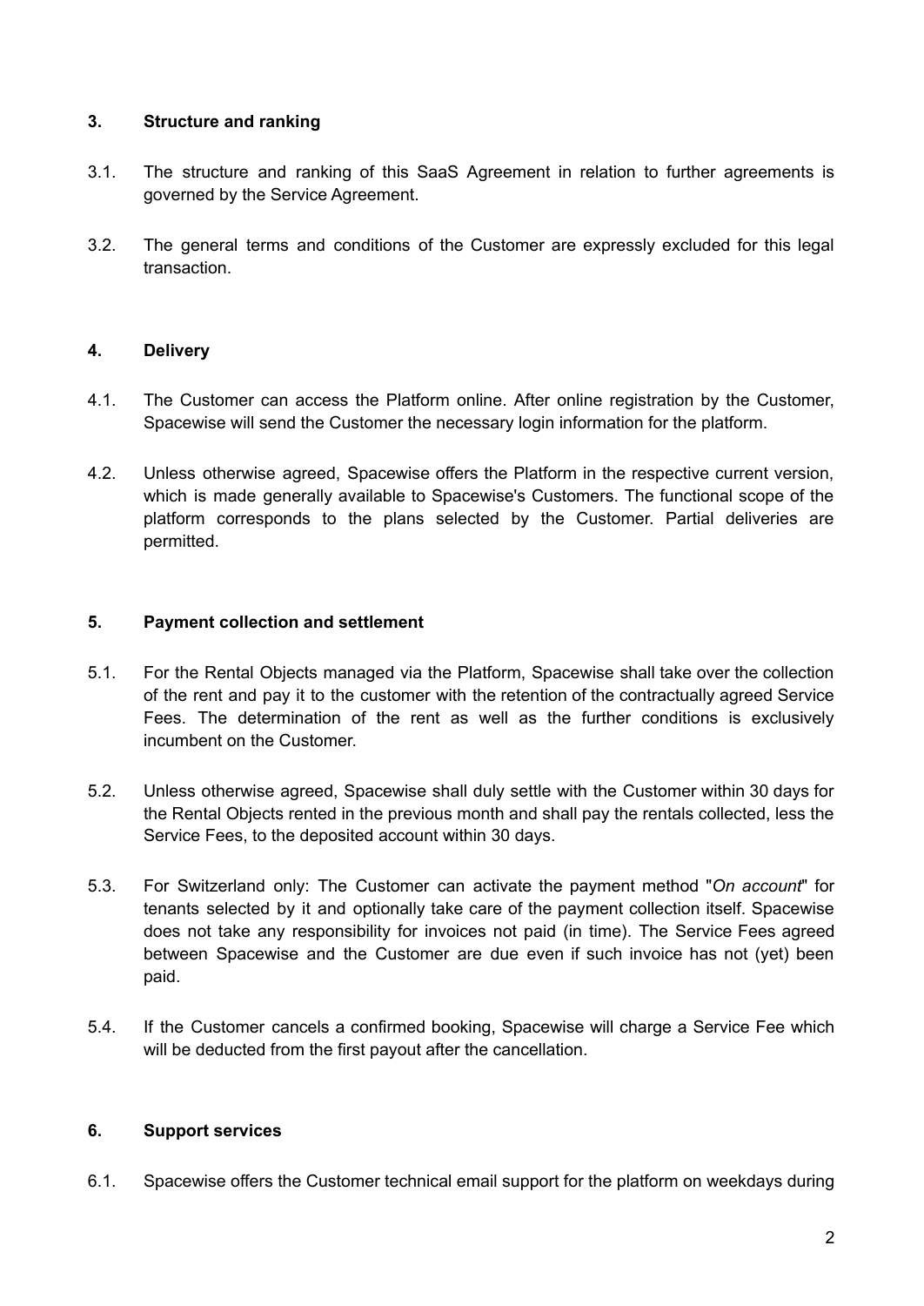## 3. Structure and ranking

3.1. The structure and ranking of this SaaS Agreement in relation to further agreements is governed by the Service Agreement.

3.2. The general terms and conditions of the Customer are expressly excluded for this legal transaction.

## 4. Delivery

4.1. The Customer can access the Platform online. After online registration by the Customer, Spacewise will send the Customer the necessary login information for the platform.

4.2. Unless otherwise agreed, Spacewise offers the Platform in the respective current version, which is made generally available to Spacewise's Customers. The functional scope of the platform corresponds to the plans selected by the Customer. Partial deliveries are permitted.

## 5. Payment collection and settlement

5.1. For the Rental Objects managed via the Platform, Spacewise shall take over the collection of the rent and pay it to the customer with the retention of the contractually agreed Service Fees. The determination of the rent as well as the further conditions is exclusively incumbent on the Customer.

5.2. Unless otherwise agreed, Spacewise shall duly settle with the Customer within 30 days for the Rental Objects rented in the previous month and shall pay the rentals collected, less the Service Fees, to the deposited account within 30 days.

5.3. For Switzerland only: The Customer can activate the payment method "*On account*" for tenants selected by it and optionally take care of the payment collection itself. Spacewise does not take any responsibility for invoices not paid (in time). The Service Fees agreed between Spacewise and the Customer are due even if such invoice has not (yet) been paid.

5.4. If the Customer cancels a confirmed booking, Spacewise will charge a Service Fee which will be deducted from the first payout after the cancellation.

## 6. Support services

6.1. Spacewise offers the Customer technical email support for the platform on weekdays during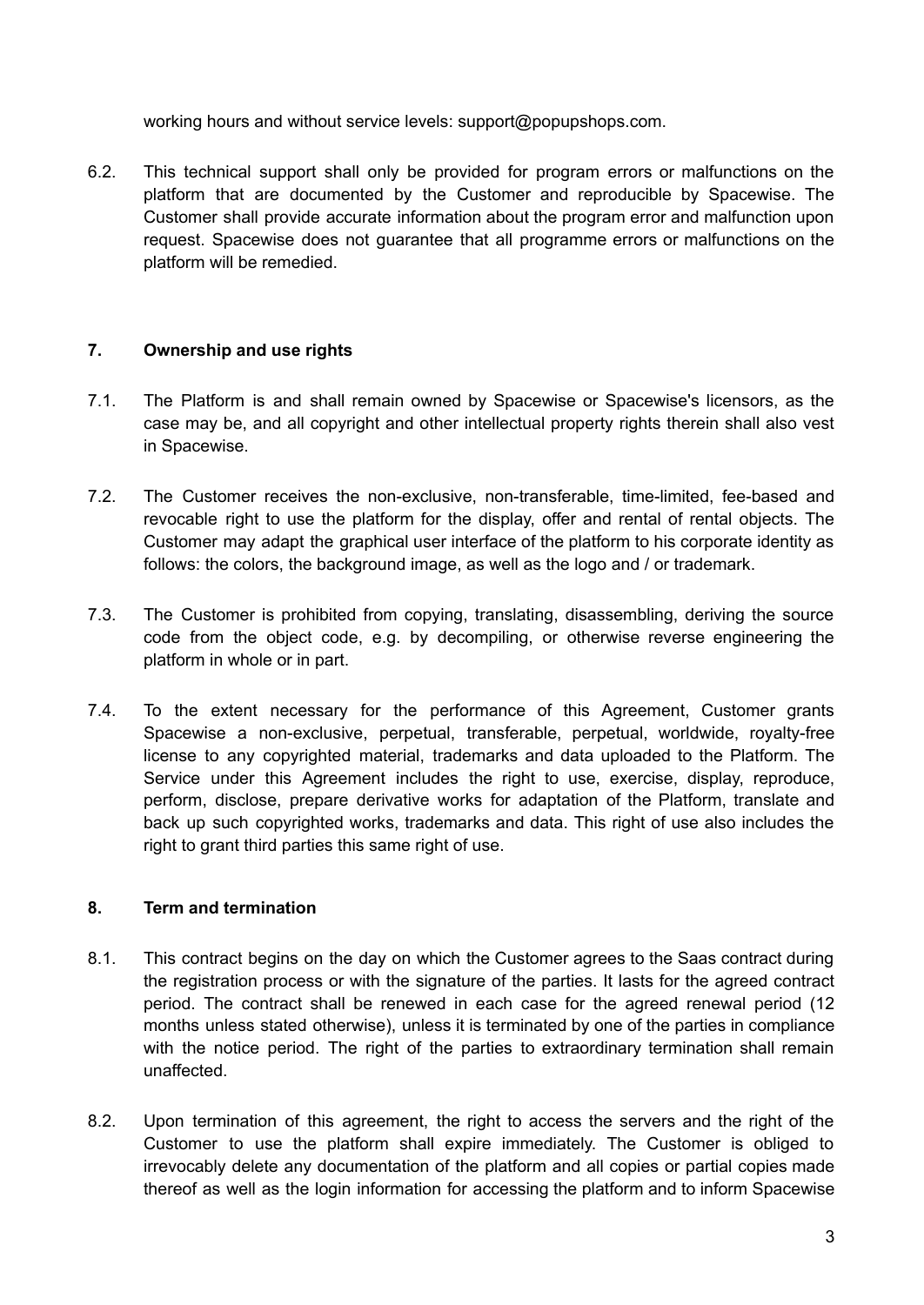working hours and without service levels: support@popupshops.com.

6.2. This technical support shall only be provided for program errors or malfunctions on the platform that are documented by the Customer and reproducible by Spacewise. The Customer shall provide accurate information about the program error and malfunction upon request. Spacewise does not guarantee that all programme errors or malfunctions on the platform will be remedied.

## 7. Ownership and use rights

7.1. The Platform is and shall remain owned by Spacewise or Spacewise's licensors, as the case may be, and all copyright and other intellectual property rights therein shall also vest in Spacewise.

7.2. The Customer receives the non-exclusive, non-transferable, time-limited, fee-based and revocable right to use the platform for the display, offer and rental of rental objects. The Customer may adapt the graphical user interface of the platform to his corporate identity as follows: the colors, the background image, as well as the logo and / or trademark.

7.3. The Customer is prohibited from copying, translating, disassembling, deriving the source code from the object code, e.g. by decompiling, or otherwise reverse engineering the platform in whole or in part.

7.4. To the extent necessary for the performance of this Agreement, Customer grants Spacewise a non-exclusive, perpetual, transferable, perpetual, worldwide, royalty-free license to any copyrighted material, trademarks and data uploaded to the Platform. The Service under this Agreement includes the right to use, exercise, display, reproduce, perform, disclose, prepare derivative works for adaptation of the Platform, translate and back up such copyrighted works, trademarks and data. This right of use also includes the right to grant third parties this same right of use.

## 8. Term and termination

8.1. This contract begins on the day on which the Customer agrees to the Saas contract during the registration process or with the signature of the parties. It lasts for the agreed contract period. The contract shall be renewed in each case for the agreed renewal period (12 months unless stated otherwise), unless it is terminated by one of the parties in compliance with the notice period. The right of the parties to extraordinary termination shall remain unaffected.

8.2. Upon termination of this agreement, the right to access the servers and the right of the Customer to use the platform shall expire immediately. The Customer is obliged to irrevocably delete any documentation of the platform and all copies or partial copies made thereof as well as the login information for accessing the platform and to inform Spacewise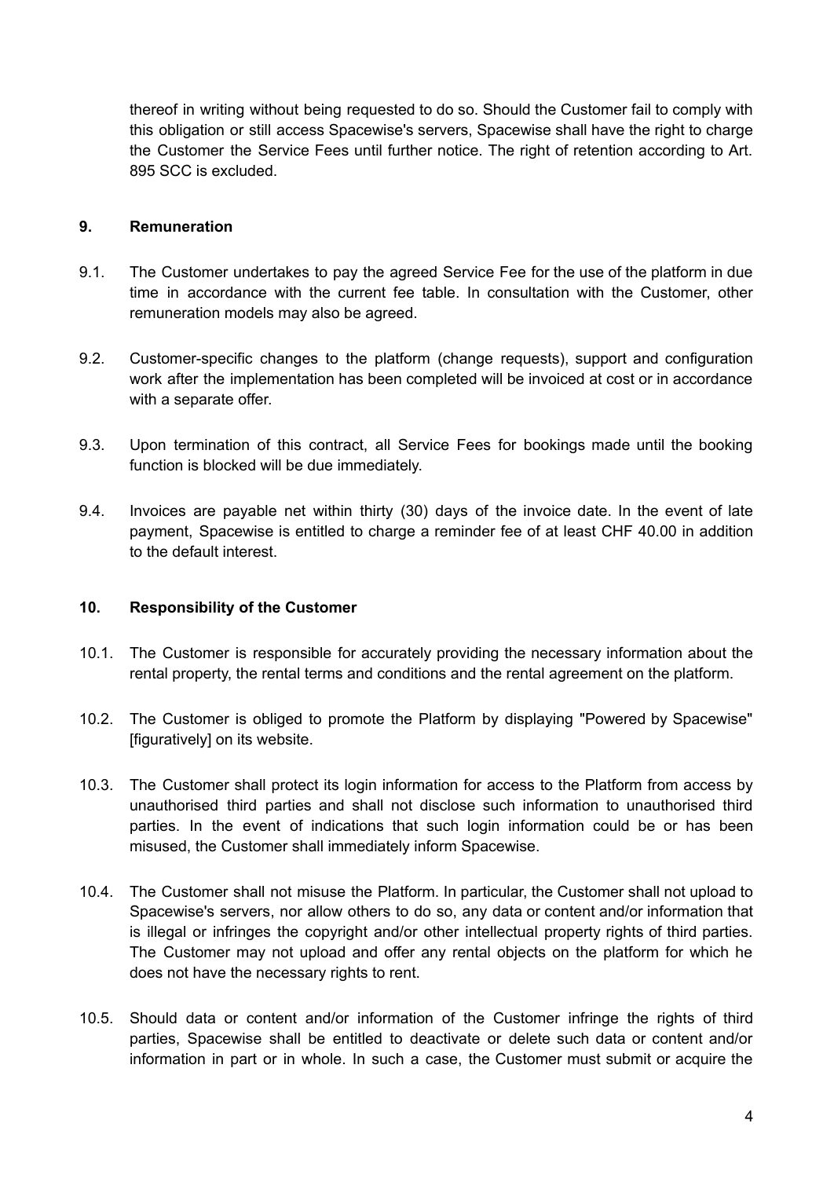thereof in writing without being requested to do so. Should the Customer fail to comply with this obligation or still access Spacewise's servers, Spacewise shall have the right to charge the Customer the Service Fees until further notice. The right of retention according to Art. 895 SCC is excluded.

## 9. Remuneration

9.1. The Customer undertakes to pay the agreed Service Fee for the use of the platform in due time in accordance with the current fee table. In consultation with the Customer, other remuneration models may also be agreed.

9.2. Customer-specific changes to the platform (change requests), support and configuration work after the implementation has been completed will be invoiced at cost or in accordance with a separate offer.

9.3. Upon termination of this contract, all Service Fees for bookings made until the booking function is blocked will be due immediately.

9.4. Invoices are payable net within thirty (30) days of the invoice date. In the event of late payment, Spacewise is entitled to charge a reminder fee of at least CHF 40.00 in addition to the default interest.

## 10. Responsibility of the Customer

10.1. The Customer is responsible for accurately providing the necessary information about the rental property, the rental terms and conditions and the rental agreement on the platform.

10.2. The Customer is obliged to promote the Platform by displaying "Powered by Spacewise" [figuratively] on its website.

10.3. The Customer shall protect its login information for access to the Platform from access by unauthorised third parties and shall not disclose such information to unauthorised third parties. In the event of indications that such login information could be or has been misused, the Customer shall immediately inform Spacewise.

10.4. The Customer shall not misuse the Platform. In particular, the Customer shall not upload to Spacewise's servers, nor allow others to do so, any data or content and/or information that is illegal or infringes the copyright and/or other intellectual property rights of third parties. The Customer may not upload and offer any rental objects on the platform for which he does not have the necessary rights to rent.

10.5. Should data or content and/or information of the Customer infringe the rights of third parties, Spacewise shall be entitled to deactivate or delete such data or content and/or information in part or in whole. In such a case, the Customer must submit or acquire the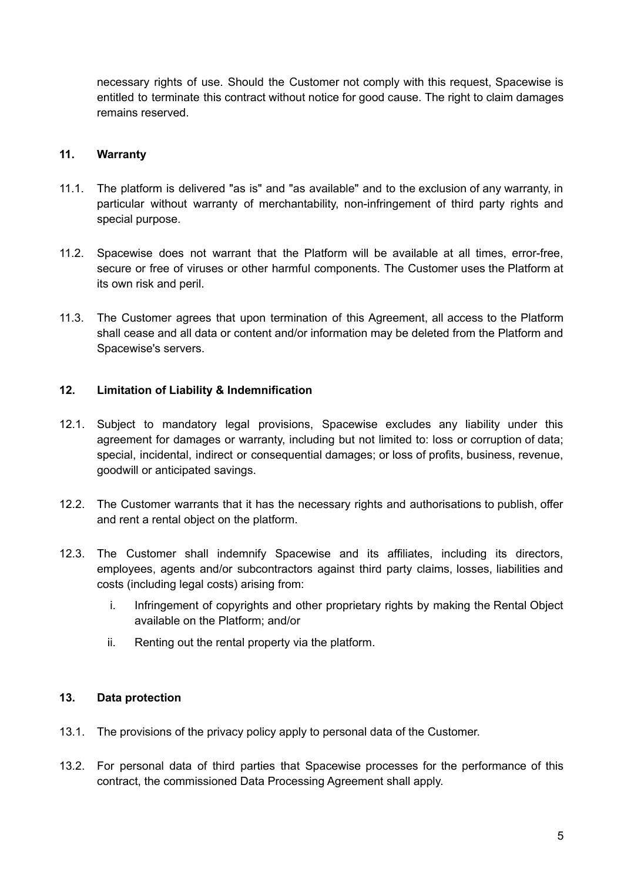necessary rights of use. Should the Customer not comply with this request, Spacewise is entitled to terminate this contract without notice for good cause. The right to claim damages remains reserved.

## 11. Warranty

11.1. The platform is delivered "as is" and "as available" and to the exclusion of any warranty, in particular without warranty of merchantability, non-infringement of third party rights and special purpose.

11.2. Spacewise does not warrant that the Platform will be available at all times, error-free, secure or free of viruses or other harmful components. The Customer uses the Platform at its own risk and peril.

11.3. The Customer agrees that upon termination of this Agreement, all access to the Platform shall cease and all data or content and/or information may be deleted from the Platform and Spacewise's servers.

## 12. Limitation of Liability & Indemnification

12.1. Subject to mandatory legal provisions, Spacewise excludes any liability under this agreement for damages or warranty, including but not limited to: loss or corruption of data; special, incidental, indirect or consequential damages; or loss of profits, business, revenue, goodwill or anticipated savings.

12.2. The Customer warrants that it has the necessary rights and authorisations to publish, offer and rent a rental object on the platform.

12.3. The Customer shall indemnify Spacewise and its affiliates, including its directors, employees, agents and/or subcontractors against third party claims, losses, liabilities and costs (including legal costs) arising from:

   i. Infringement of copyrights and other proprietary rights by making the Rental Object available on the Platform; and/or

   ii. Renting out the rental property via the platform.

## 13. Data protection

13.1. The provisions of the privacy policy apply to personal data of the Customer.

13.2. For personal data of third parties that Spacewise processes for the performance of this contract, the commissioned Data Processing Agreement shall apply.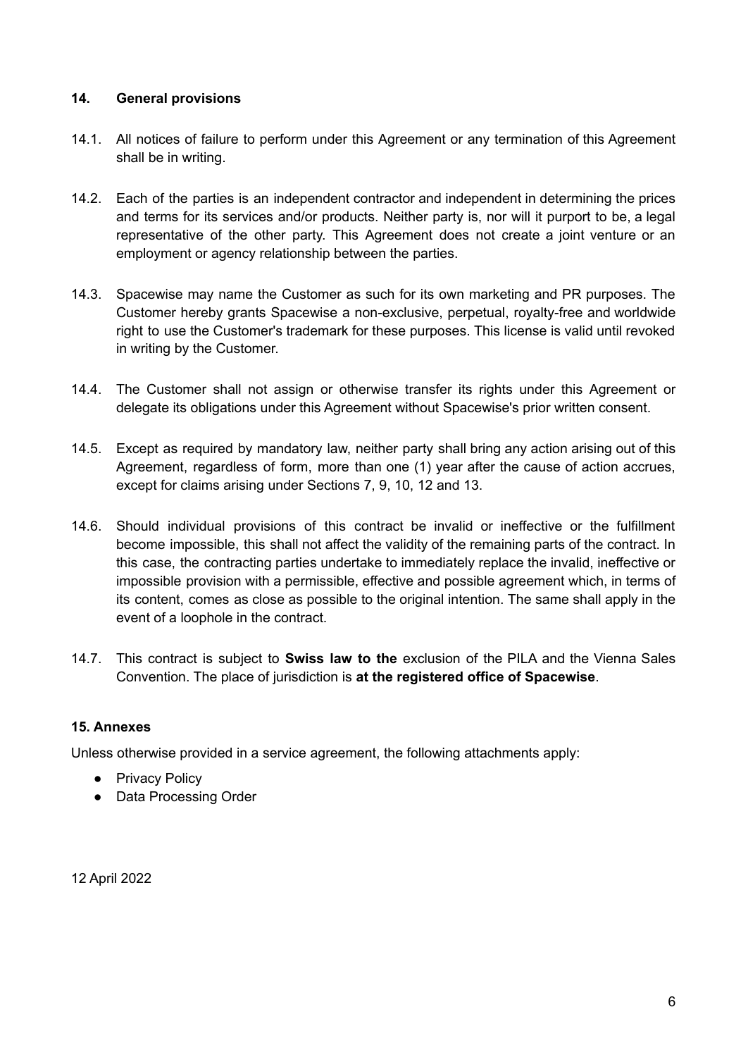## 14. General provisions

14.1. All notices of failure to perform under this Agreement or any termination of this Agreement shall be in writing.

14.2. Each of the parties is an independent contractor and independent in determining the prices and terms for its services and/or products. Neither party is, nor will it purport to be, a legal representative of the other party. This Agreement does not create a joint venture or an employment or agency relationship between the parties.

14.3. Spacewise may name the Customer as such for its own marketing and PR purposes. The Customer hereby grants Spacewise a non-exclusive, perpetual, royalty-free and worldwide right to use the Customer's trademark for these purposes. This license is valid until revoked in writing by the Customer.

14.4. The Customer shall not assign or otherwise transfer its rights under this Agreement or delegate its obligations under this Agreement without Spacewise's prior written consent.

14.5. Except as required by mandatory law, neither party shall bring any action arising out of this Agreement, regardless of form, more than one (1) year after the cause of action accrues, except for claims arising under Sections 7, 9, 10, 12 and 13.

14.6. Should individual provisions of this contract be invalid or ineffective or the fulfillment become impossible, this shall not affect the validity of the remaining parts of the contract. In this case, the contracting parties undertake to immediately replace the invalid, ineffective or impossible provision with a permissible, effective and possible agreement which, in terms of its content, comes as close as possible to the original intention. The same shall apply in the event of a loophole in the contract.

14.7. This contract is subject to **Swiss law to the** exclusion of the PILA and the Vienna Sales Convention. The place of jurisdiction is **at the registered office of Spacewise**.

## 15. Annexes

Unless otherwise provided in a service agreement, the following attachments apply:

- Privacy Policy
- Data Processing Order

12 April 2022